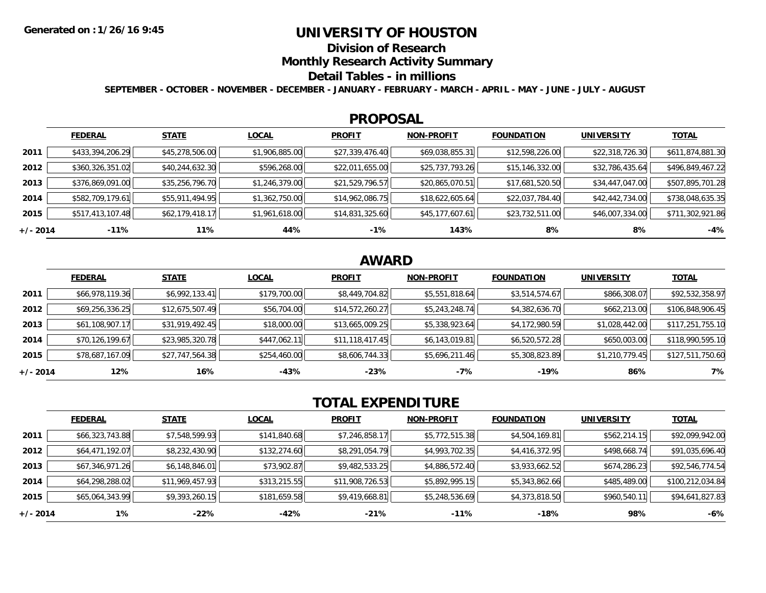Generated on :1/26/16 9:45

# UNIVERSITY OF HOUSTON

## Division of Research

## Monthly Research Activity Summary

## Detail Tables - in millions

**SEPTEMBER - OCTOBER - NOVEMBER - DECEMBER - JANUARY - FEBRUARY - MARCH - APRIL - MAY - JUNE - JULY - AUGUST**

## PROPOSAL

| | FEDERAL | STATE | LOCAL | PROFIT | NON-PROFIT | FOUNDATION | UNIVERSITY | TOTAL |
|---|---|---|---|---|---|---|---|---|
| 2011 | $433,394,206.29 | $45,278,506.00 | $1,906,885.00 | $27,339,476.40 | $69,038,855.31 | $12,598,226.00 | $22,318,726.30 | $611,874,881.30 |
| 2012 | $360,326,351.02 | $40,244,632.30 | $596,268.00 | $22,011,655.00 | $25,737,793.26 | $15,146,332.00 | $32,786,435.64 | $496,849,467.22 |
| 2013 | $376,869,091.00 | $35,256,796.70 | $1,246,379.00 | $21,529,796.57 | $20,865,070.51 | $17,681,520.50 | $34,447,047.00 | $507,895,701.28 |
| 2014 | $582,709,179.61 | $55,911,494.95 | $1,362,750.00 | $14,962,086.75 | $18,622,605.64 | $22,037,784.40 | $42,442,734.00 | $738,048,635.35 |
| 2015 | $517,413,107.48 | $62,179,418.17 | $1,961,618.00 | $14,831,325.60 | $45,177,607.61 | $23,732,511.00 | $46,007,334.00 | $711,302,921.86 |
| +/- 2014 | -11% | 11% | 44% | -1% | 143% | 8% | 8% | -4% |

## AWARD

| | FEDERAL | STATE | LOCAL | PROFIT | NON-PROFIT | FOUNDATION | UNIVERSITY | TOTAL |
|---|---|---|---|---|---|---|---|---|
| 2011 | $66,978,119.36 | $6,992,133.41 | $179,700.00 | $8,449,704.82 | $5,551,818.64 | $3,514,574.67 | $866,308.07 | $92,532,358.97 |
| 2012 | $69,256,336.25 | $12,675,507.49 | $56,704.00 | $14,572,260.27 | $5,243,248.74 | $4,382,636.70 | $662,213.00 | $106,848,906.45 |
| 2013 | $61,108,907.17 | $31,919,492.45 | $18,000.00 | $13,665,009.25 | $5,338,923.64 | $4,172,980.59 | $1,028,442.00 | $117,251,755.10 |
| 2014 | $70,126,199.67 | $23,985,320.78 | $447,062.11 | $11,118,417.45 | $6,143,019.81 | $6,520,572.28 | $650,003.00 | $118,990,595.10 |
| 2015 | $78,687,167.09 | $27,747,564.38 | $254,460.00 | $8,606,744.33 | $5,696,211.46 | $5,308,823.89 | $1,210,779.45 | $127,511,750.60 |
| +/- 2014 | 12% | 16% | -43% | -23% | -7% | -19% | 86% | 7% |

## TOTAL EXPENDITURE

| | FEDERAL | STATE | LOCAL | PROFIT | NON-PROFIT | FOUNDATION | UNIVERSITY | TOTAL |
|---|---|---|---|---|---|---|---|---|
| 2011 | $66,323,743.88 | $7,548,599.93 | $141,840.68 | $7,246,858.17 | $5,772,515.38 | $4,504,169.81 | $562,214.15 | $92,099,942.00 |
| 2012 | $64,471,192.07 | $8,232,430.90 | $132,274.60 | $8,291,054.79 | $4,993,702.35 | $4,416,372.95 | $498,668.74 | $91,035,696.40 |
| 2013 | $67,346,971.26 | $6,148,846.01 | $73,902.87 | $9,482,533.25 | $4,886,572.40 | $3,933,662.52 | $674,286.23 | $92,546,774.54 |
| 2014 | $64,298,288.02 | $11,969,457.93 | $313,215.55 | $11,908,726.53 | $5,892,995.15 | $5,343,862.66 | $485,489.00 | $100,212,034.84 |
| 2015 | $65,064,343.99 | $9,393,260.15 | $181,659.58 | $9,419,668.81 | $5,248,536.69 | $4,373,818.50 | $960,540.11 | $94,641,827.83 |
| +/- 2014 | 1% | -22% | -42% | -21% | -11% | -18% | 98% | -6% |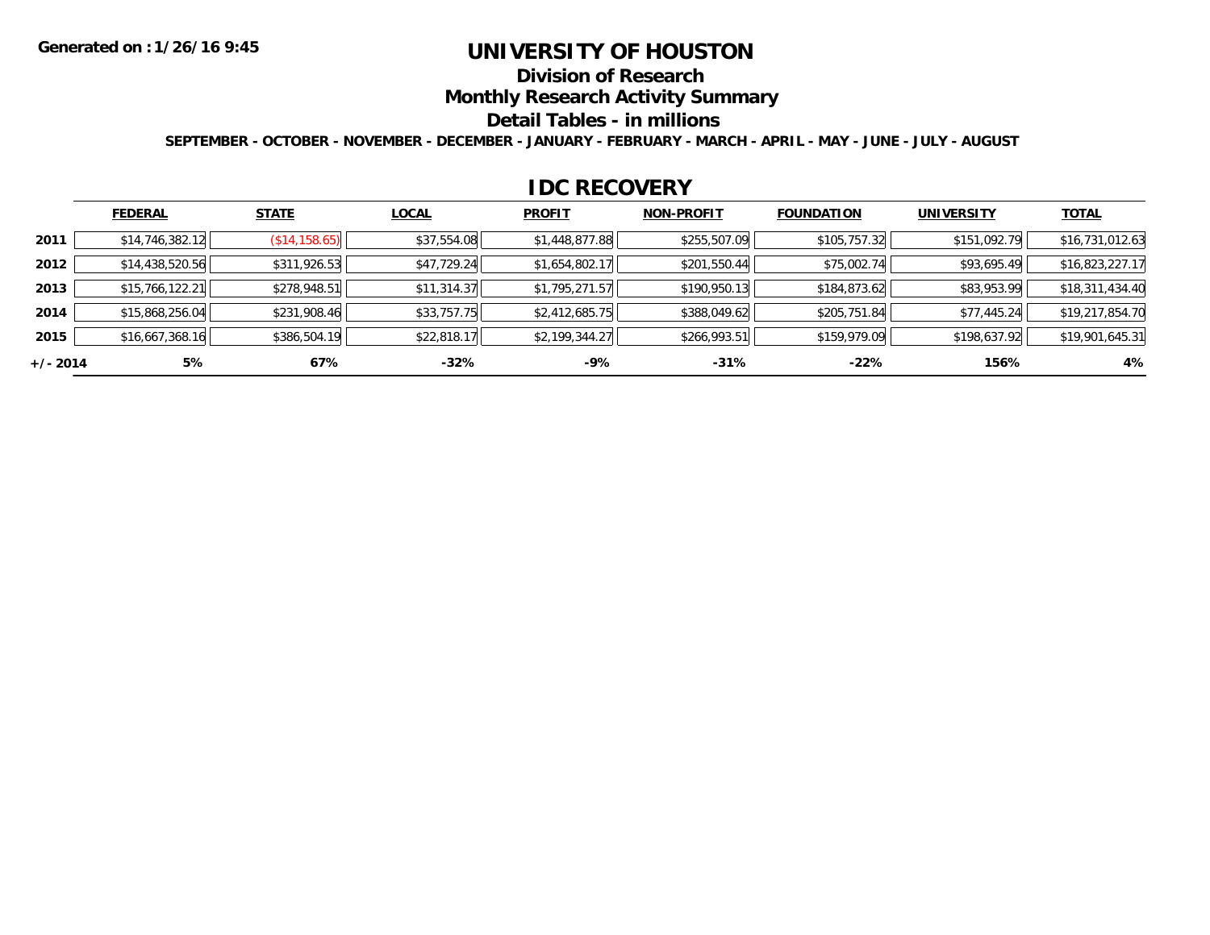**Generated on :1/26/16 9:45**

# UNIVERSITY OF HOUSTON

## Division of Research

## Monthly Research Activity Summary

## Detail Tables - in millions

**SEPTEMBER - OCTOBER - NOVEMBER - DECEMBER - JANUARY - FEBRUARY - MARCH - APRIL - MAY - JUNE - JULY - AUGUST**

## IDC RECOVERY

| | FEDERAL | STATE | LOCAL | PROFIT | NON-PROFIT | FOUNDATION | UNIVERSITY | TOTAL |
|---|---|---|---|---|---|---|---|---|
| **2011** | $14,746,382.12 | ($14,158.65) | $37,554.08 | $1,448,877.88 | $255,507.09 | $105,757.32 | $151,092.79 | $16,731,012.63 |
| **2012** | $14,438,520.56 | $311,926.53 | $47,729.24 | $1,654,802.17 | $201,550.44 | $75,002.74 | $93,695.49 | $16,823,227.17 |
| **2013** | $15,766,122.21 | $278,948.51 | $11,314.37 | $1,795,271.57 | $190,950.13 | $184,873.62 | $83,953.99 | $18,311,434.40 |
| **2014** | $15,868,256.04 | $231,908.46 | $33,757.75 | $2,412,685.75 | $388,049.62 | $205,751.84 | $77,445.24 | $19,217,854.70 |
| **2015** | $16,667,368.16 | $386,504.19 | $22,818.17 | $2,199,344.27 | $266,993.51 | $159,979.09 | $198,637.92 | $19,901,645.31 |
| **+/- 2014** | **5%** | **67%** | **-32%** | **-9%** | **-31%** | **-22%** | **156%** | **4%** |